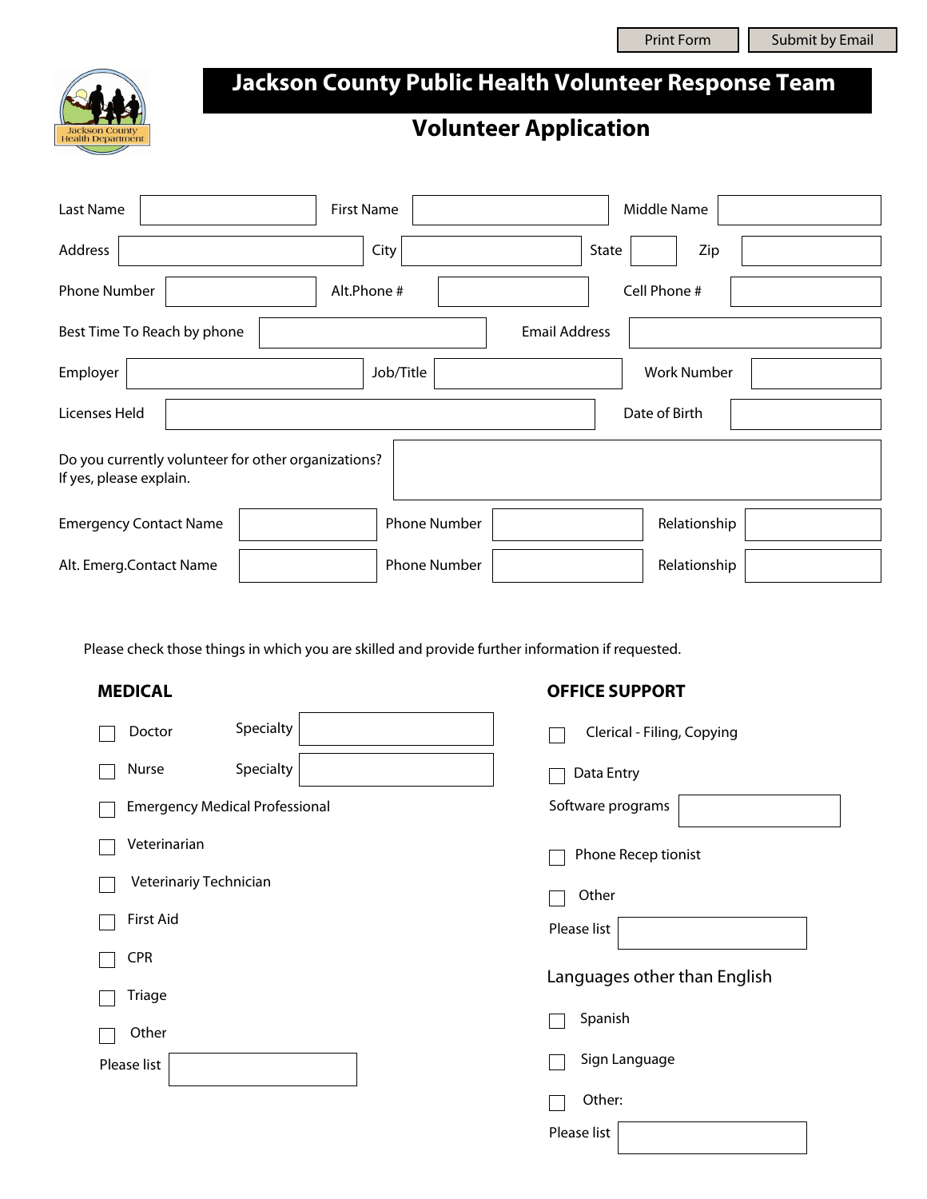Print Form | Submit by Email

# Jackson County Public Health Volunteer Response Team

## Volunteer Application

Last Name ______ First Name ______ Middle Name ______

Address ______ City ______ State ______ Zip ______

Phone Number ______ Alt.Phone # ______ Cell Phone # ______

Best Time To Reach by phone ______ Email Address ______

Employer ______ Job/Title ______ Work Number ______

Licenses Held ______ Date of Birth ______

Do you currently volunteer for other organizations? If yes, please explain. ______

Emergency Contact Name ______ Phone Number ______ Relationship ______

Alt. Emerg.Contact Name ______ Phone Number ______ Relationship ______

Please check those things in which you are skilled and provide further information if requested.

### MEDICAL

- ☐ Doctor — Specialty ______
- ☐ Nurse — Specialty ______
- ☐ Emergency Medical Professional
- ☐ Veterinarian
- ☐ Veterinariy Technician
- ☐ First Aid
- ☐ CPR
- ☐ Triage
- ☐ Other

Please list ______

### OFFICE SUPPORT

- ☐ Clerical - Filing, Copying
- ☐ Data Entry

Software programs ______

- ☐ Phone Recep tionist
- ☐ Other

Please list ______

### Languages other than English

- ☐ Spanish
- ☐ Sign Language
- ☐ Other:

Please list ______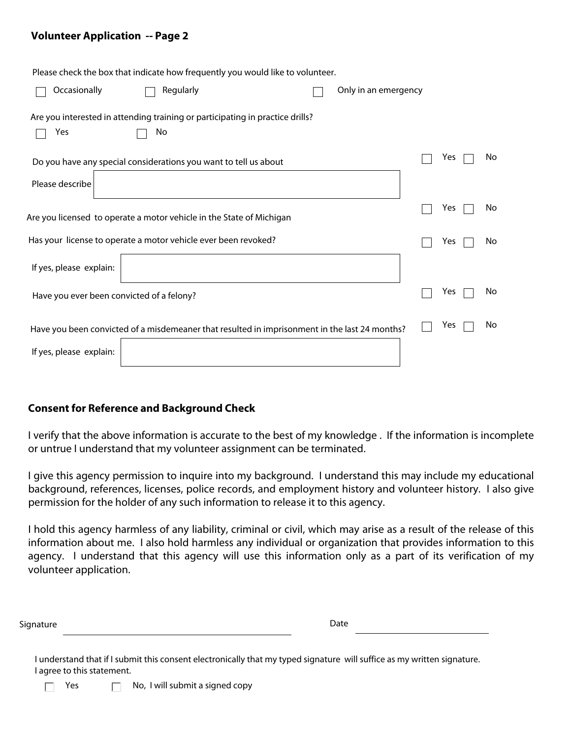## Volunteer Application -- Page 2

Please check the box that indicate how frequently you would like to volunteer.

☐ Occasionally ☐ Regularly ☐ Only in an emergency

Are you interested in attending training or participating in practice drills?

☐ Yes ☐ No

Do you have any special considerations you want to tell us about ☐ Yes ☐ No

Please describe

Are you licensed to operate a motor vehicle in the State of Michigan ☐ Yes ☐ No

Has your license to operate a motor vehicle ever been revoked? ☐ Yes ☐ No

If yes, please explain:

Have you ever been convicted of a felony? ☐ Yes ☐ No

Have you been convicted of a misdemeaner that resulted in imprisonment in the last 24 months? ☐ Yes ☐ No

If yes, please explain:

### Consent for Reference and Background Check

I verify that the above information is accurate to the best of my knowledge . If the information is incomplete or untrue I understand that my volunteer assignment can be terminated.

I give this agency permission to inquire into my background. I understand this may include my educational background, references, licenses, police records, and employment history and volunteer history. I also give permission for the holder of any such information to release it to this agency.

I hold this agency harmless of any liability, criminal or civil, which may arise as a result of the release of this information about me. I also hold harmless any individual or organization that provides information to this agency. I understand that this agency will use this information only as a part of its verification of my volunteer application.

Signature ______________________ Date ______________

I understand that if I submit this consent electronically that my typed signature will suffice as my written signature. I agree to this statement.

☐ Yes ☐ No, I will submit a signed copy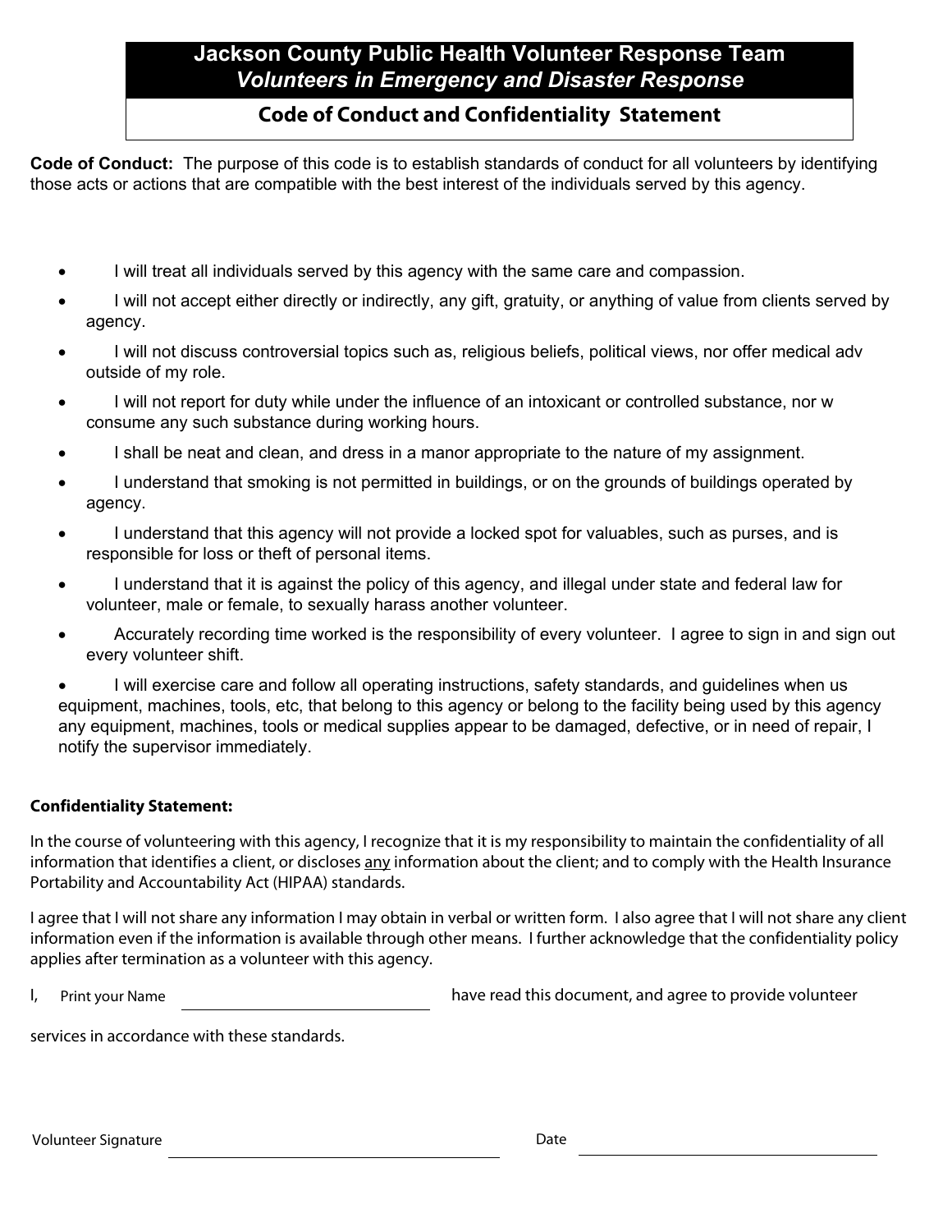# Jackson County Public Health Volunteer Response Team

## *Volunteers in Emergency and Disaster Response*

## Code of Conduct and Confidentiality Statement

**Code of Conduct:** The purpose of this code is to establish standards of conduct for all volunteers by identifying those acts or actions that are compatible with the best interest of the individuals served by this agency.

- I will treat all individuals served by this agency with the same care and compassion.
- I will not accept either directly or indirectly, any gift, gratuity, or anything of value from clients served by agency.
- I will not discuss controversial topics such as, religious beliefs, political views, nor offer medical adv outside of my role.
- I will not report for duty while under the influence of an intoxicant or controlled substance, nor w consume any such substance during working hours.
- I shall be neat and clean, and dress in a manor appropriate to the nature of my assignment.
- I understand that smoking is not permitted in buildings, or on the grounds of buildings operated by agency.
- I understand that this agency will not provide a locked spot for valuables, such as purses, and is responsible for loss or theft of personal items.
- I understand that it is against the policy of this agency, and illegal under state and federal law for volunteer, male or female, to sexually harass another volunteer.
- Accurately recording time worked is the responsibility of every volunteer. I agree to sign in and sign out every volunteer shift.
- I will exercise care and follow all operating instructions, safety standards, and guidelines when us equipment, machines, tools, etc, that belong to this agency or belong to the facility being used by this agency any equipment, machines, tools or medical supplies appear to be damaged, defective, or in need of repair, I notify the supervisor immediately.

**Confidentiality Statement:**

In the course of volunteering with this agency, I recognize that it is my responsibility to maintain the confidentiality of all information that identifies a client, or discloses any information about the client; and to comply with the Health Insurance Portability and Accountability Act (HIPAA) standards.

I agree that I will not share any information I may obtain in verbal or written form. I also agree that I will not share any client information even if the information is available through other means. I further acknowledge that the confidentiality policy applies after termination as a volunteer with this agency.

I, Print your Name ______________________ have read this document, and agree to provide volunteer services in accordance with these standards.

Volunteer Signature ______________________ Date ______________________